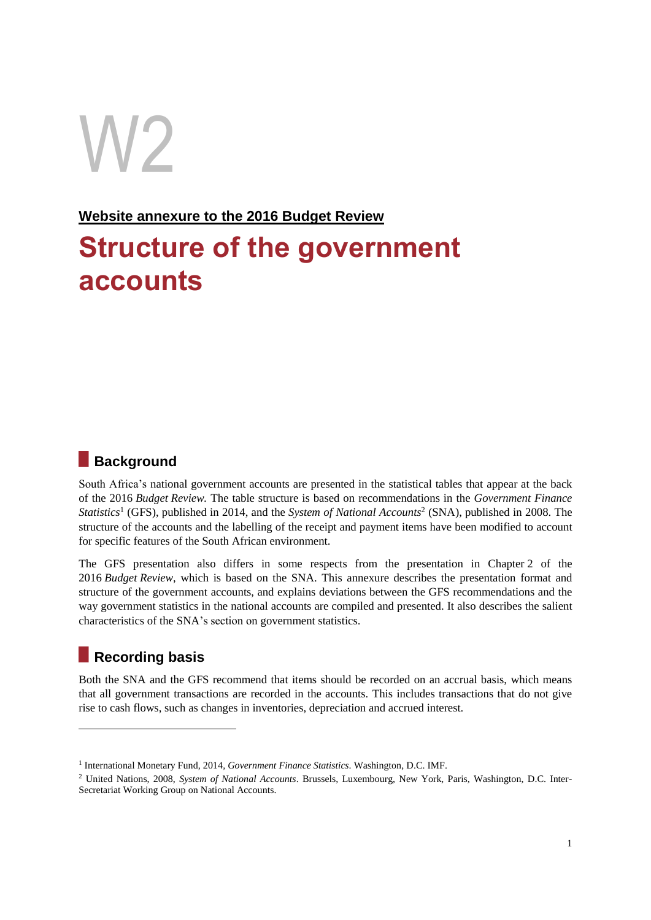# W2

**Website annexure to the 2016 Budget Review**

# Structure of the government accounts

## Background

South Africa's national government accounts are presented in the statistical tables that appear at the back of the 2016 *Budget Review.* The table structure is based on recommendations in the *Government Finance Statistics*[1] (GFS), published in 2014, and the *System of National Accounts*[2] (SNA), published in 2008. The structure of the accounts and the labelling of the receipt and payment items have been modified to account for specific features of the South African environment.

The GFS presentation also differs in some respects from the presentation in Chapter 2 of the 2016 *Budget Review*, which is based on the SNA. This annexure describes the presentation format and structure of the government accounts, and explains deviations between the GFS recommendations and the way government statistics in the national accounts are compiled and presented. It also describes the salient characteristics of the SNA's section on government statistics.

## Recording basis

Both the SNA and the GFS recommend that items should be recorded on an accrual basis, which means that all government transactions are recorded in the accounts. This includes transactions that do not give rise to cash flows, such as changes in inventories, depreciation and accrued interest.

---

[1] International Monetary Fund, 2014, *Government Finance Statistics*. Washington, D.C. IMF.

[2] United Nations, 2008, *System of National Accounts*. Brussels, Luxembourg, New York, Paris, Washington, D.C. Inter-Secretariat Working Group on National Accounts.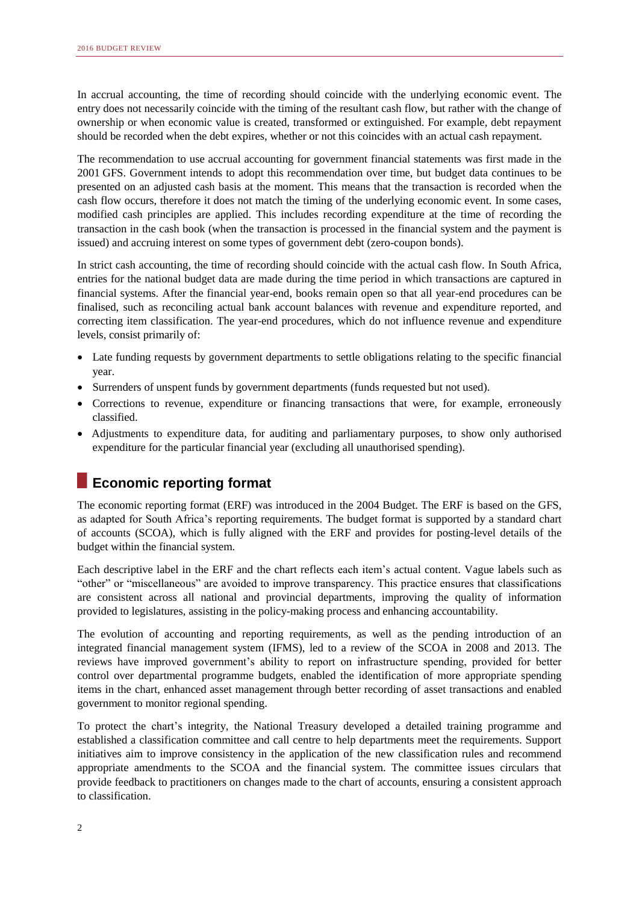In accrual accounting, the time of recording should coincide with the underlying economic event. The entry does not necessarily coincide with the timing of the resultant cash flow, but rather with the change of ownership or when economic value is created, transformed or extinguished. For example, debt repayment should be recorded when the debt expires, whether or not this coincides with an actual cash repayment.

The recommendation to use accrual accounting for government financial statements was first made in the 2001 GFS. Government intends to adopt this recommendation over time, but budget data continues to be presented on an adjusted cash basis at the moment. This means that the transaction is recorded when the cash flow occurs, therefore it does not match the timing of the underlying economic event. In some cases, modified cash principles are applied. This includes recording expenditure at the time of recording the transaction in the cash book (when the transaction is processed in the financial system and the payment is issued) and accruing interest on some types of government debt (zero-coupon bonds).

In strict cash accounting, the time of recording should coincide with the actual cash flow. In South Africa, entries for the national budget data are made during the time period in which transactions are captured in financial systems. After the financial year-end, books remain open so that all year-end procedures can be finalised, such as reconciling actual bank account balances with revenue and expenditure reported, and correcting item classification. The year-end procedures, which do not influence revenue and expenditure levels, consist primarily of:

- Late funding requests by government departments to settle obligations relating to the specific financial year.
- Surrenders of unspent funds by government departments (funds requested but not used).
- Corrections to revenue, expenditure or financing transactions that were, for example, erroneously classified.
- Adjustments to expenditure data, for auditing and parliamentary purposes, to show only authorised expenditure for the particular financial year (excluding all unauthorised spending).

## Economic reporting format

The economic reporting format (ERF) was introduced in the 2004 Budget. The ERF is based on the GFS, as adapted for South Africa's reporting requirements. The budget format is supported by a standard chart of accounts (SCOA), which is fully aligned with the ERF and provides for posting-level details of the budget within the financial system.

Each descriptive label in the ERF and the chart reflects each item's actual content. Vague labels such as "other" or "miscellaneous" are avoided to improve transparency. This practice ensures that classifications are consistent across all national and provincial departments, improving the quality of information provided to legislatures, assisting in the policy-making process and enhancing accountability.

The evolution of accounting and reporting requirements, as well as the pending introduction of an integrated financial management system (IFMS), led to a review of the SCOA in 2008 and 2013. The reviews have improved government's ability to report on infrastructure spending, provided for better control over departmental programme budgets, enabled the identification of more appropriate spending items in the chart, enhanced asset management through better recording of asset transactions and enabled government to monitor regional spending.

To protect the chart's integrity, the National Treasury developed a detailed training programme and established a classification committee and call centre to help departments meet the requirements. Support initiatives aim to improve consistency in the application of the new classification rules and recommend appropriate amendments to the SCOA and the financial system. The committee issues circulars that provide feedback to practitioners on changes made to the chart of accounts, ensuring a consistent approach to classification.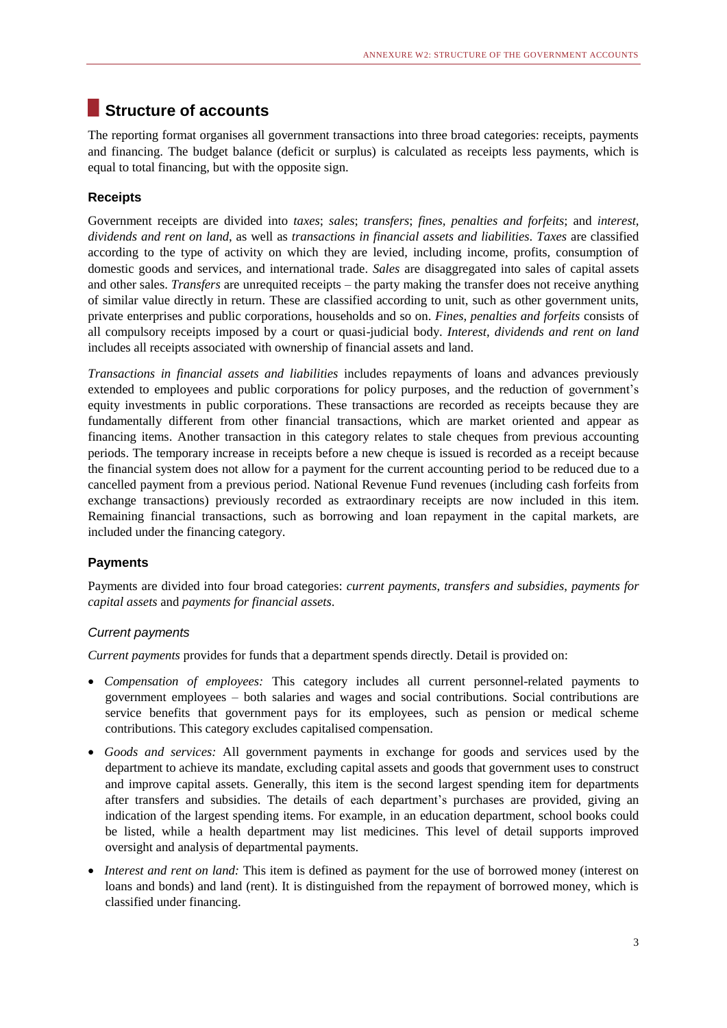# Structure of accounts

The reporting format organises all government transactions into three broad categories: receipts, payments and financing. The budget balance (deficit or surplus) is calculated as receipts less payments, which is equal to total financing, but with the opposite sign.

### Receipts

Government receipts are divided into *taxes*; *sales*; *transfers*; *fines, penalties and forfeits*; and *interest, dividends and rent on land*, as well as *transactions in financial assets and liabilities*. *Taxes* are classified according to the type of activity on which they are levied, including income, profits, consumption of domestic goods and services, and international trade. *Sales* are disaggregated into sales of capital assets and other sales. *Transfers* are unrequited receipts – the party making the transfer does not receive anything of similar value directly in return. These are classified according to unit, such as other government units, private enterprises and public corporations, households and so on. *Fines, penalties and forfeits* consists of all compulsory receipts imposed by a court or quasi-judicial body. *Interest, dividends and rent on land* includes all receipts associated with ownership of financial assets and land.

*Transactions in financial assets and liabilities* includes repayments of loans and advances previously extended to employees and public corporations for policy purposes, and the reduction of government's equity investments in public corporations. These transactions are recorded as receipts because they are fundamentally different from other financial transactions, which are market oriented and appear as financing items. Another transaction in this category relates to stale cheques from previous accounting periods. The temporary increase in receipts before a new cheque is issued is recorded as a receipt because the financial system does not allow for a payment for the current accounting period to be reduced due to a cancelled payment from a previous period. National Revenue Fund revenues (including cash forfeits from exchange transactions) previously recorded as extraordinary receipts are now included in this item. Remaining financial transactions, such as borrowing and loan repayment in the capital markets, are included under the financing category.

### Payments

Payments are divided into four broad categories: *current payments*, *transfers and subsidies*, *payments for capital assets* and *payments for financial assets*.

#### *Current payments*

*Current payments* provides for funds that a department spends directly. Detail is provided on:

- *Compensation of employees:* This category includes all current personnel-related payments to government employees – both salaries and wages and social contributions. Social contributions are service benefits that government pays for its employees, such as pension or medical scheme contributions. This category excludes capitalised compensation.
- *Goods and services:* All government payments in exchange for goods and services used by the department to achieve its mandate, excluding capital assets and goods that government uses to construct and improve capital assets. Generally, this item is the second largest spending item for departments after transfers and subsidies. The details of each department's purchases are provided, giving an indication of the largest spending items. For example, in an education department, school books could be listed, while a health department may list medicines. This level of detail supports improved oversight and analysis of departmental payments.
- *Interest and rent on land:* This item is defined as payment for the use of borrowed money (interest on loans and bonds) and land (rent). It is distinguished from the repayment of borrowed money, which is classified under financing.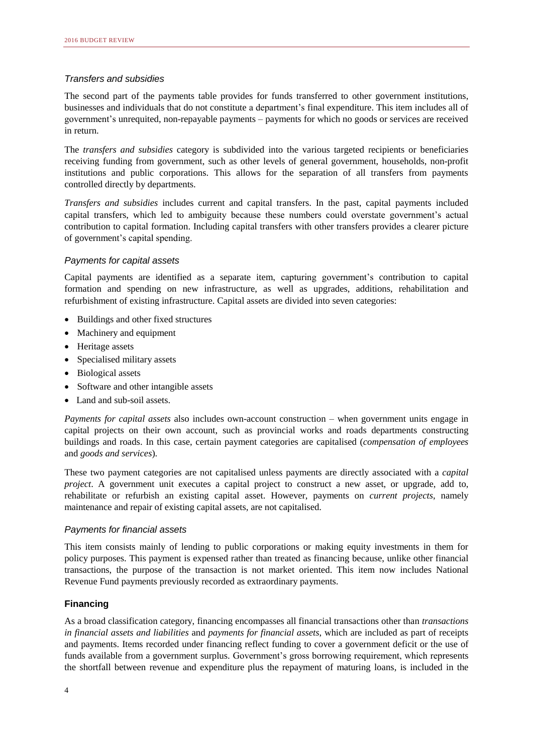### *Transfers and subsidies*

The second part of the payments table provides for funds transferred to other government institutions, businesses and individuals that do not constitute a department's final expenditure. This item includes all of government's unrequited, non-repayable payments – payments for which no goods or services are received in return.

The *transfers and subsidies* category is subdivided into the various targeted recipients or beneficiaries receiving funding from government, such as other levels of general government, households, non-profit institutions and public corporations. This allows for the separation of all transfers from payments controlled directly by departments.

*Transfers and subsidies* includes current and capital transfers. In the past, capital payments included capital transfers, which led to ambiguity because these numbers could overstate government's actual contribution to capital formation. Including capital transfers with other transfers provides a clearer picture of government's capital spending.

### *Payments for capital assets*

Capital payments are identified as a separate item, capturing government's contribution to capital formation and spending on new infrastructure, as well as upgrades, additions, rehabilitation and refurbishment of existing infrastructure. Capital assets are divided into seven categories:

- Buildings and other fixed structures
- Machinery and equipment
- Heritage assets
- Specialised military assets
- Biological assets
- Software and other intangible assets
- Land and sub-soil assets.

*Payments for capital assets* also includes own-account construction – when government units engage in capital projects on their own account, such as provincial works and roads departments constructing buildings and roads. In this case, certain payment categories are capitalised (*compensation of employees* and *goods and services*).

These two payment categories are not capitalised unless payments are directly associated with a *capital project*. A government unit executes a capital project to construct a new asset, or upgrade, add to, rehabilitate or refurbish an existing capital asset. However, payments on *current projects*, namely maintenance and repair of existing capital assets, are not capitalised.

### *Payments for financial assets*

This item consists mainly of lending to public corporations or making equity investments in them for policy purposes. This payment is expensed rather than treated as financing because, unlike other financial transactions, the purpose of the transaction is not market oriented. This item now includes National Revenue Fund payments previously recorded as extraordinary payments.

## **Financing**

As a broad classification category, financing encompasses all financial transactions other than *transactions in financial assets and liabilities* and *payments for financial assets*, which are included as part of receipts and payments. Items recorded under financing reflect funding to cover a government deficit or the use of funds available from a government surplus. Government's gross borrowing requirement, which represents the shortfall between revenue and expenditure plus the repayment of maturing loans, is included in the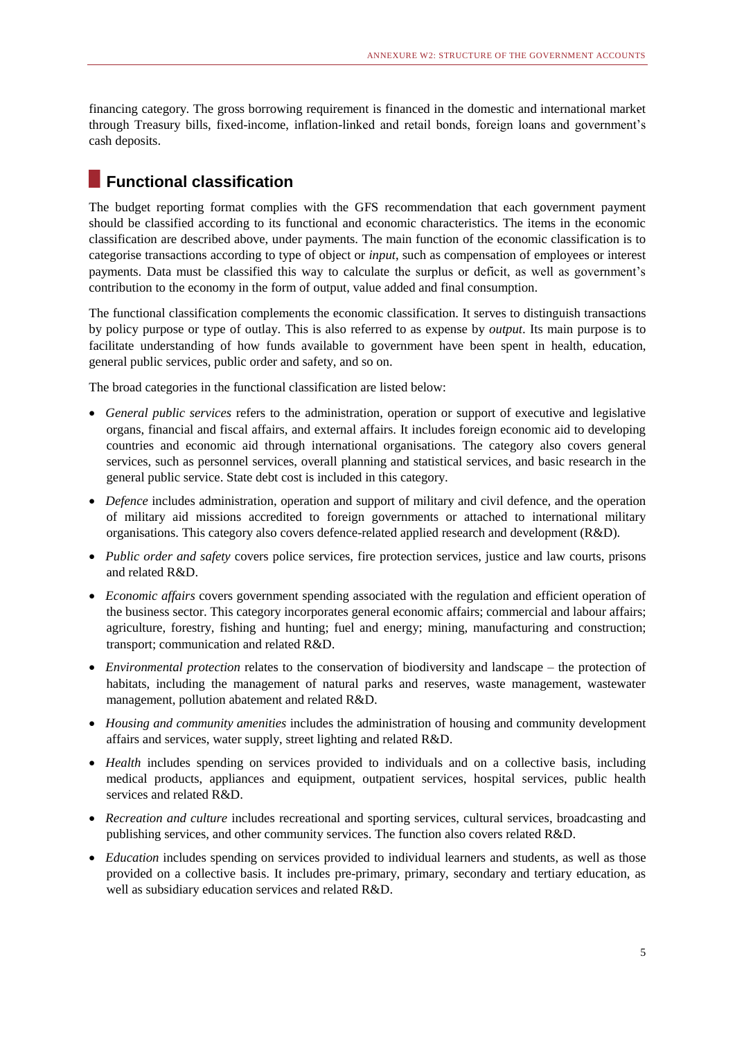financing category. The gross borrowing requirement is financed in the domestic and international market through Treasury bills, fixed-income, inflation-linked and retail bonds, foreign loans and government's cash deposits.

## Functional classification

The budget reporting format complies with the GFS recommendation that each government payment should be classified according to its functional and economic characteristics. The items in the economic classification are described above, under payments. The main function of the economic classification is to categorise transactions according to type of object or *input*, such as compensation of employees or interest payments. Data must be classified this way to calculate the surplus or deficit, as well as government's contribution to the economy in the form of output, value added and final consumption.

The functional classification complements the economic classification. It serves to distinguish transactions by policy purpose or type of outlay. This is also referred to as expense by *output*. Its main purpose is to facilitate understanding of how funds available to government have been spent in health, education, general public services, public order and safety, and so on.

The broad categories in the functional classification are listed below:

- *General public services* refers to the administration, operation or support of executive and legislative organs, financial and fiscal affairs, and external affairs. It includes foreign economic aid to developing countries and economic aid through international organisations. The category also covers general services, such as personnel services, overall planning and statistical services, and basic research in the general public service. State debt cost is included in this category.
- *Defence* includes administration, operation and support of military and civil defence, and the operation of military aid missions accredited to foreign governments or attached to international military organisations. This category also covers defence-related applied research and development (R&D).
- *Public order and safety* covers police services, fire protection services, justice and law courts, prisons and related R&D.
- *Economic affairs* covers government spending associated with the regulation and efficient operation of the business sector. This category incorporates general economic affairs; commercial and labour affairs; agriculture, forestry, fishing and hunting; fuel and energy; mining, manufacturing and construction; transport; communication and related R&D.
- *Environmental protection* relates to the conservation of biodiversity and landscape – the protection of habitats, including the management of natural parks and reserves, waste management, wastewater management, pollution abatement and related R&D.
- *Housing and community amenities* includes the administration of housing and community development affairs and services, water supply, street lighting and related R&D.
- *Health* includes spending on services provided to individuals and on a collective basis, including medical products, appliances and equipment, outpatient services, hospital services, public health services and related R&D.
- *Recreation and culture* includes recreational and sporting services, cultural services, broadcasting and publishing services, and other community services. The function also covers related R&D.
- *Education* includes spending on services provided to individual learners and students, as well as those provided on a collective basis. It includes pre-primary, primary, secondary and tertiary education, as well as subsidiary education services and related R&D.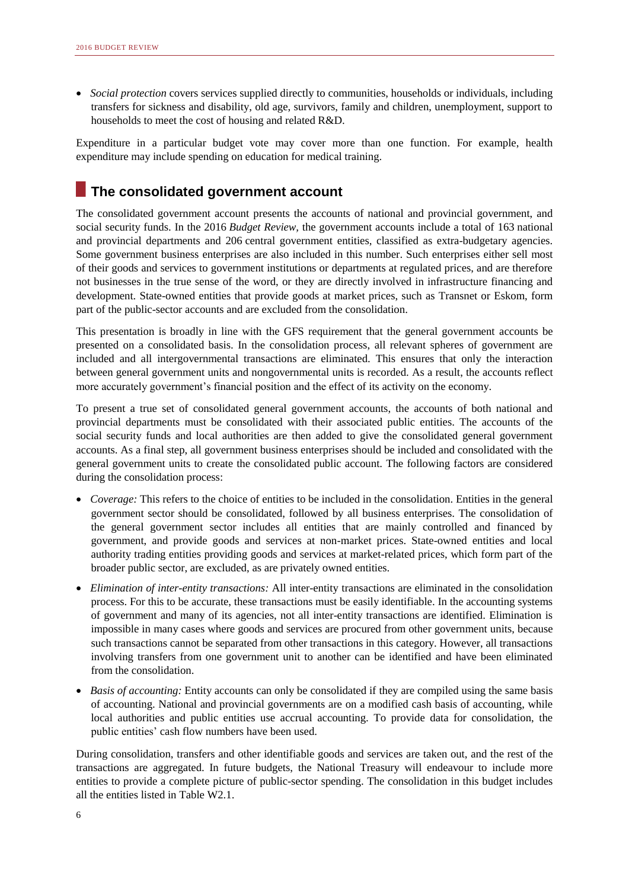- *Social protection* covers services supplied directly to communities, households or individuals, including transfers for sickness and disability, old age, survivors, family and children, unemployment, support to households to meet the cost of housing and related R&D.

Expenditure in a particular budget vote may cover more than one function. For example, health expenditure may include spending on education for medical training.

## The consolidated government account

The consolidated government account presents the accounts of national and provincial government, and social security funds. In the 2016 *Budget Review*, the government accounts include a total of 163 national and provincial departments and 206 central government entities, classified as extra-budgetary agencies. Some government business enterprises are also included in this number. Such enterprises either sell most of their goods and services to government institutions or departments at regulated prices, and are therefore not businesses in the true sense of the word, or they are directly involved in infrastructure financing and development. State-owned entities that provide goods at market prices, such as Transnet or Eskom, form part of the public-sector accounts and are excluded from the consolidation.

This presentation is broadly in line with the GFS requirement that the general government accounts be presented on a consolidated basis. In the consolidation process, all relevant spheres of government are included and all intergovernmental transactions are eliminated. This ensures that only the interaction between general government units and nongovernmental units is recorded. As a result, the accounts reflect more accurately government's financial position and the effect of its activity on the economy.

To present a true set of consolidated general government accounts, the accounts of both national and provincial departments must be consolidated with their associated public entities. The accounts of the social security funds and local authorities are then added to give the consolidated general government accounts. As a final step, all government business enterprises should be included and consolidated with the general government units to create the consolidated public account. The following factors are considered during the consolidation process:

- *Coverage:* This refers to the choice of entities to be included in the consolidation. Entities in the general government sector should be consolidated, followed by all business enterprises. The consolidation of the general government sector includes all entities that are mainly controlled and financed by government, and provide goods and services at non-market prices. State-owned entities and local authority trading entities providing goods and services at market-related prices, which form part of the broader public sector, are excluded, as are privately owned entities.
- *Elimination of inter-entity transactions:* All inter-entity transactions are eliminated in the consolidation process. For this to be accurate, these transactions must be easily identifiable. In the accounting systems of government and many of its agencies, not all inter-entity transactions are identified. Elimination is impossible in many cases where goods and services are procured from other government units, because such transactions cannot be separated from other transactions in this category. However, all transactions involving transfers from one government unit to another can be identified and have been eliminated from the consolidation.
- *Basis of accounting:* Entity accounts can only be consolidated if they are compiled using the same basis of accounting. National and provincial governments are on a modified cash basis of accounting, while local authorities and public entities use accrual accounting. To provide data for consolidation, the public entities' cash flow numbers have been used.

During consolidation, transfers and other identifiable goods and services are taken out, and the rest of the transactions are aggregated. In future budgets, the National Treasury will endeavour to include more entities to provide a complete picture of public-sector spending. The consolidation in this budget includes all the entities listed in Table W2.1.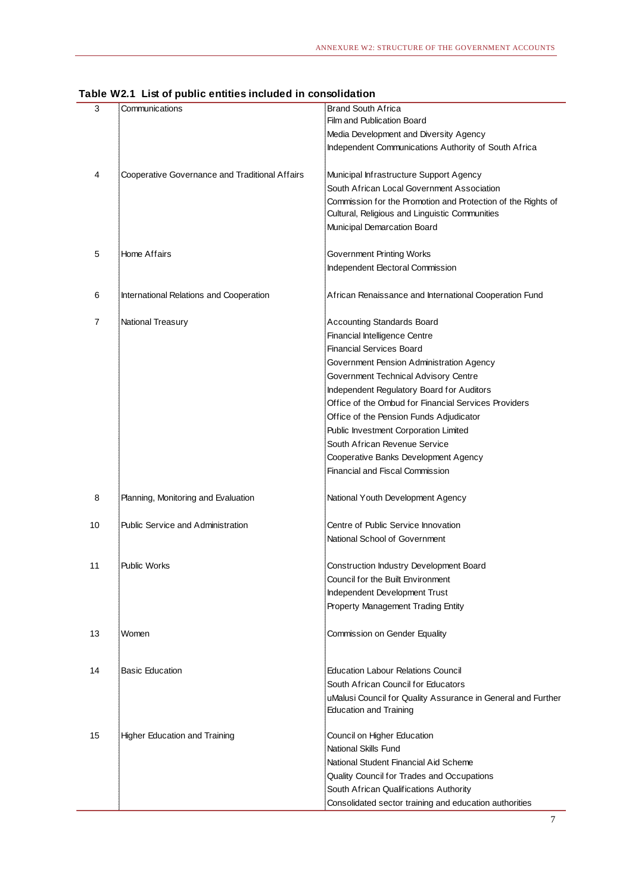**Table W2.1 List of public entities included in consolidation**

| | | |
|---|---|---|
| 3 | Communications | Brand South Africa |
| | | Film and Publication Board |
| | | Media Development and Diversity Agency |
| | | Independent Communications Authority of South Africa |
| 4 | Cooperative Governance and Traditional Affairs | Municipal Infrastructure Support Agency |
| | | South African Local Government Association |
| | | Commission for the Promotion and Protection of the Rights of Cultural, Religious and Linguistic Communities |
| | | Municipal Demarcation Board |
| 5 | Home Affairs | Government Printing Works |
| | | Independent Electoral Commission |
| 6 | International Relations and Cooperation | African Renaissance and International Cooperation Fund |
| 7 | National Treasury | Accounting Standards Board |
| | | Financial Intelligence Centre |
| | | Financial Services Board |
| | | Government Pension Administration Agency |
| | | Government Technical Advisory Centre |
| | | Independent Regulatory Board for Auditors |
| | | Office of the Ombud for Financial Services Providers |
| | | Office of the Pension Funds Adjudicator |
| | | Public Investment Corporation Limited |
| | | South African Revenue Service |
| | | Cooperative Banks Development Agency |
| | | Financial and Fiscal Commission |
| 8 | Planning, Monitoring and Evaluation | National Youth Development Agency |
| 10 | Public Service and Administration | Centre of Public Service Innovation |
| | | National School of Government |
| 11 | Public Works | Construction Industry Development Board |
| | | Council for the Built Environment |
| | | Independent Development Trust |
| | | Property Management Trading Entity |
| 13 | Women | Commission on Gender Equality |
| 14 | Basic Education | Education Labour Relations Council |
| | | South African Council for Educators |
| | | uMalusi Council for Quality Assurance in General and Further Education and Training |
| 15 | Higher Education and Training | Council on Higher Education |
| | | National Skills Fund |
| | | National Student Financial Aid Scheme |
| | | Quality Council for Trades and Occupations |
| | | South African Qualifications Authority |
| | | Consolidated sector training and education authorities |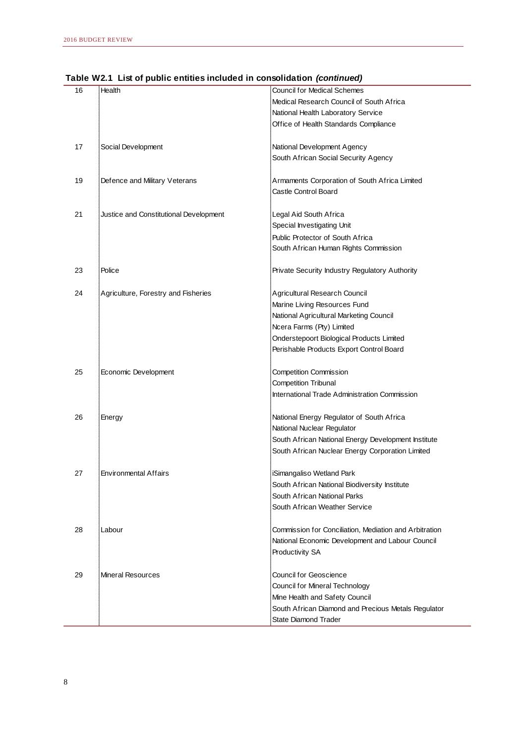**Table W2.1 List of public entities included in consolidation *(continued)***

| | | |
|---|---|---|
| 16 | Health | Council for Medical Schemes |
| | | Medical Research Council of South Africa |
| | | National Health Laboratory Service |
| | | Office of Health Standards Compliance |
| 17 | Social Development | National Development Agency |
| | | South African Social Security Agency |
| 19 | Defence and Military Veterans | Armaments Corporation of South Africa Limited |
| | | Castle Control Board |
| 21 | Justice and Constitutional Development | Legal Aid South Africa |
| | | Special Investigating Unit |
| | | Public Protector of South Africa |
| | | South African Human Rights Commission |
| 23 | Police | Private Security Industry Regulatory Authority |
| 24 | Agriculture, Forestry and Fisheries | Agricultural Research Council |
| | | Marine Living Resources Fund |
| | | National Agricultural Marketing Council |
| | | Ncera Farms (Pty) Limited |
| | | Onderstepoort Biological Products Limited |
| | | Perishable Products Export Control Board |
| 25 | Economic Development | Competition Commission |
| | | Competition Tribunal |
| | | International Trade Administration Commission |
| 26 | Energy | National Energy Regulator of South Africa |
| | | National Nuclear Regulator |
| | | South African National Energy Development Institute |
| | | South African Nuclear Energy Corporation Limited |
| 27 | Environmental Affairs | iSimangaliso Wetland Park |
| | | South African National Biodiversity Institute |
| | | South African National Parks |
| | | South African Weather Service |
| 28 | Labour | Commission for Conciliation, Mediation and Arbitration |
| | | National Economic Development and Labour Council |
| | | Productivity SA |
| 29 | Mineral Resources | Council for Geoscience |
| | | Council for Mineral Technology |
| | | Mine Health and Safety Council |
| | | South African Diamond and Precious Metals Regulator |
| | | State Diamond Trader |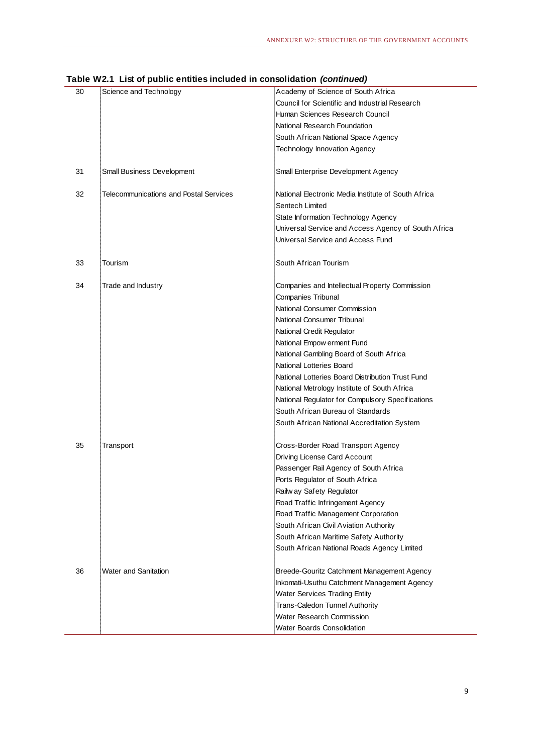**Table W2.1 List of public entities included in consolidation *(continued)***

| | | |
|---|---|---|
| 30 | Science and Technology | Academy of Science of South Africa |
| | | Council for Scientific and Industrial Research |
| | | Human Sciences Research Council |
| | | National Research Foundation |
| | | South African National Space Agency |
| | | Technology Innovation Agency |
| 31 | Small Business Development | Small Enterprise Development Agency |
| 32 | Telecommunications and Postal Services | National Electronic Media Institute of South Africa |
| | | Sentech Limited |
| | | State Information Technology Agency |
| | | Universal Service and Access Agency of South Africa |
| | | Universal Service and Access Fund |
| 33 | Tourism | South African Tourism |
| 34 | Trade and Industry | Companies and Intellectual Property Commission |
| | | Companies Tribunal |
| | | National Consumer Commission |
| | | National Consumer Tribunal |
| | | National Credit Regulator |
| | | National Empowerment Fund |
| | | National Gambling Board of South Africa |
| | | National Lotteries Board |
| | | National Lotteries Board Distribution Trust Fund |
| | | National Metrology Institute of South Africa |
| | | National Regulator for Compulsory Specifications |
| | | South African Bureau of Standards |
| | | South African National Accreditation System |
| 35 | Transport | Cross-Border Road Transport Agency |
| | | Driving License Card Account |
| | | Passenger Rail Agency of South Africa |
| | | Ports Regulator of South Africa |
| | | Railway Safety Regulator |
| | | Road Traffic Infringement Agency |
| | | Road Traffic Management Corporation |
| | | South African Civil Aviation Authority |
| | | South African Maritime Safety Authority |
| | | South African National Roads Agency Limited |
| 36 | Water and Sanitation | Breede-Gouritz Catchment Management Agency |
| | | Inkomati-Usuthu Catchment Management Agency |
| | | Water Services Trading Entity |
| | | Trans-Caledon Tunnel Authority |
| | | Water Research Commission |
| | | Water Boards Consolidation |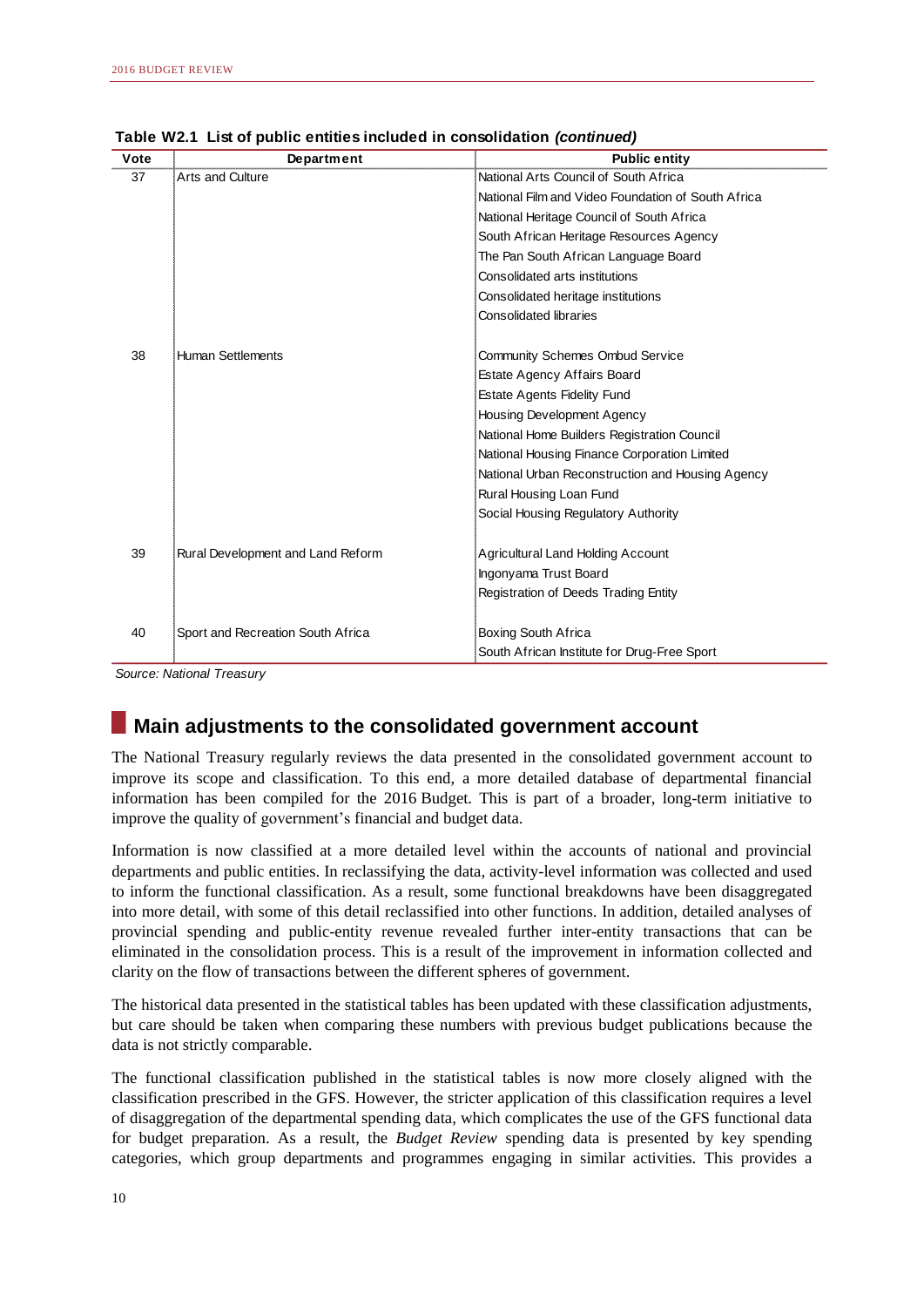**Table W2.1 List of public entities included in consolidation *(continued)***

| Vote | Department | Public entity |
|---|---|---|
| 37 | Arts and Culture | National Arts Council of South Africa |
| | | National Film and Video Foundation of South Africa |
| | | National Heritage Council of South Africa |
| | | South African Heritage Resources Agency |
| | | The Pan South African Language Board |
| | | Consolidated arts institutions |
| | | Consolidated heritage institutions |
| | | Consolidated libraries |
| 38 | Human Settlements | Community Schemes Ombud Service |
| | | Estate Agency Affairs Board |
| | | Estate Agents Fidelity Fund |
| | | Housing Development Agency |
| | | National Home Builders Registration Council |
| | | National Housing Finance Corporation Limited |
| | | National Urban Reconstruction and Housing Agency |
| | | Rural Housing Loan Fund |
| | | Social Housing Regulatory Authority |
| 39 | Rural Development and Land Reform | Agricultural Land Holding Account |
| | | Ingonyama Trust Board |
| | | Registration of Deeds Trading Entity |
| 40 | Sport and Recreation South Africa | Boxing South Africa |
| | | South African Institute for Drug-Free Sport |

*Source: National Treasury*

## Main adjustments to the consolidated government account

The National Treasury regularly reviews the data presented in the consolidated government account to improve its scope and classification. To this end, a more detailed database of departmental financial information has been compiled for the 2016 Budget. This is part of a broader, long-term initiative to improve the quality of government's financial and budget data.

Information is now classified at a more detailed level within the accounts of national and provincial departments and public entities. In reclassifying the data, activity-level information was collected and used to inform the functional classification. As a result, some functional breakdowns have been disaggregated into more detail, with some of this detail reclassified into other functions. In addition, detailed analyses of provincial spending and public-entity revenue revealed further inter-entity transactions that can be eliminated in the consolidation process. This is a result of the improvement in information collected and clarity on the flow of transactions between the different spheres of government.

The historical data presented in the statistical tables has been updated with these classification adjustments, but care should be taken when comparing these numbers with previous budget publications because the data is not strictly comparable.

The functional classification published in the statistical tables is now more closely aligned with the classification prescribed in the GFS. However, the stricter application of this classification requires a level of disaggregation of the departmental spending data, which complicates the use of the GFS functional data for budget preparation. As a result, the *Budget Review* spending data is presented by key spending categories, which group departments and programmes engaging in similar activities. This provides a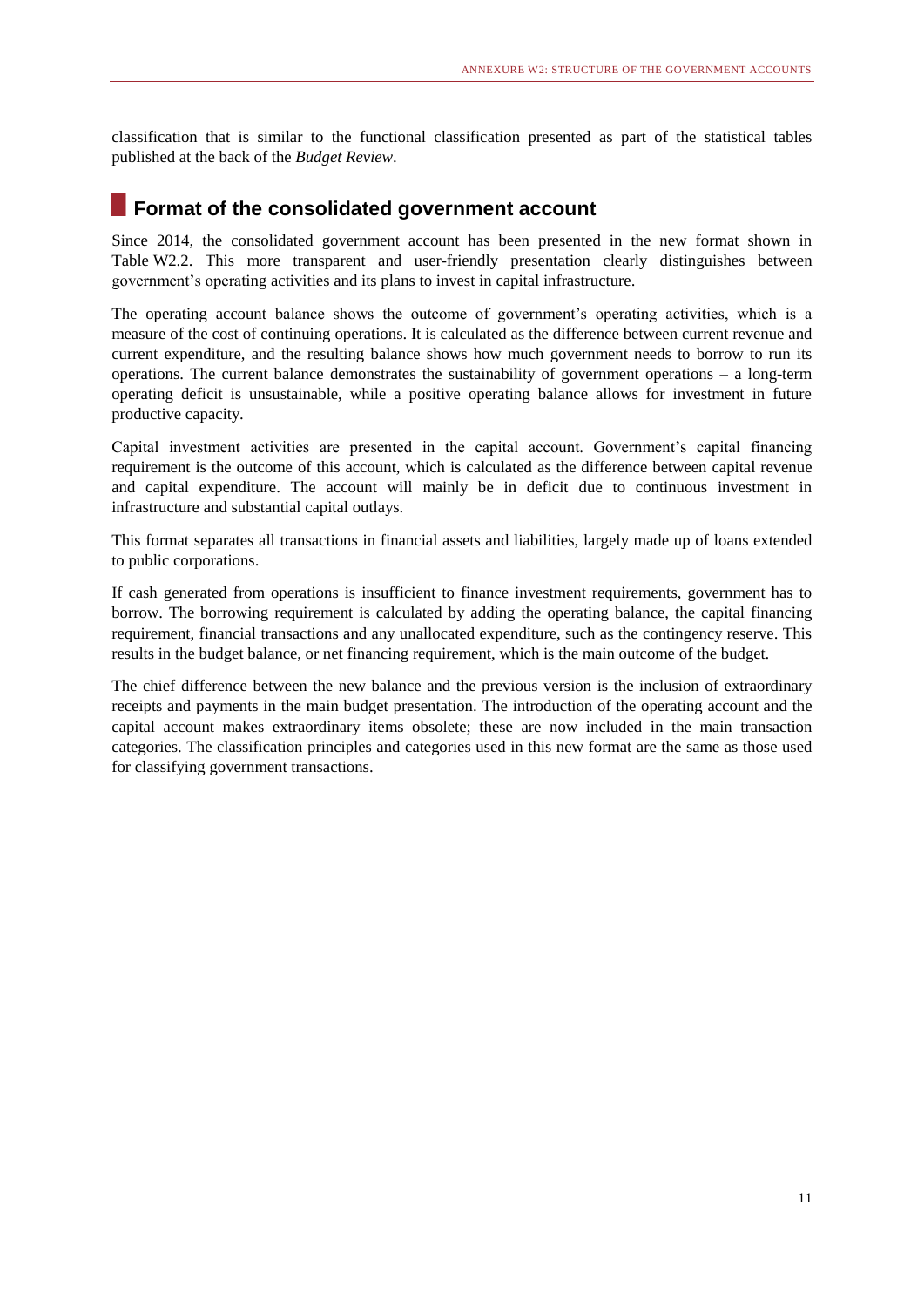classification that is similar to the functional classification presented as part of the statistical tables published at the back of the *Budget Review*.

## Format of the consolidated government account

Since 2014, the consolidated government account has been presented in the new format shown in Table W2.2. This more transparent and user-friendly presentation clearly distinguishes between government's operating activities and its plans to invest in capital infrastructure.

The operating account balance shows the outcome of government's operating activities, which is a measure of the cost of continuing operations. It is calculated as the difference between current revenue and current expenditure, and the resulting balance shows how much government needs to borrow to run its operations. The current balance demonstrates the sustainability of government operations – a long-term operating deficit is unsustainable, while a positive operating balance allows for investment in future productive capacity.

Capital investment activities are presented in the capital account. Government's capital financing requirement is the outcome of this account, which is calculated as the difference between capital revenue and capital expenditure. The account will mainly be in deficit due to continuous investment in infrastructure and substantial capital outlays.

This format separates all transactions in financial assets and liabilities, largely made up of loans extended to public corporations.

If cash generated from operations is insufficient to finance investment requirements, government has to borrow. The borrowing requirement is calculated by adding the operating balance, the capital financing requirement, financial transactions and any unallocated expenditure, such as the contingency reserve. This results in the budget balance, or net financing requirement, which is the main outcome of the budget.

The chief difference between the new balance and the previous version is the inclusion of extraordinary receipts and payments in the main budget presentation. The introduction of the operating account and the capital account makes extraordinary items obsolete; these are now included in the main transaction categories. The classification principles and categories used in this new format are the same as those used for classifying government transactions.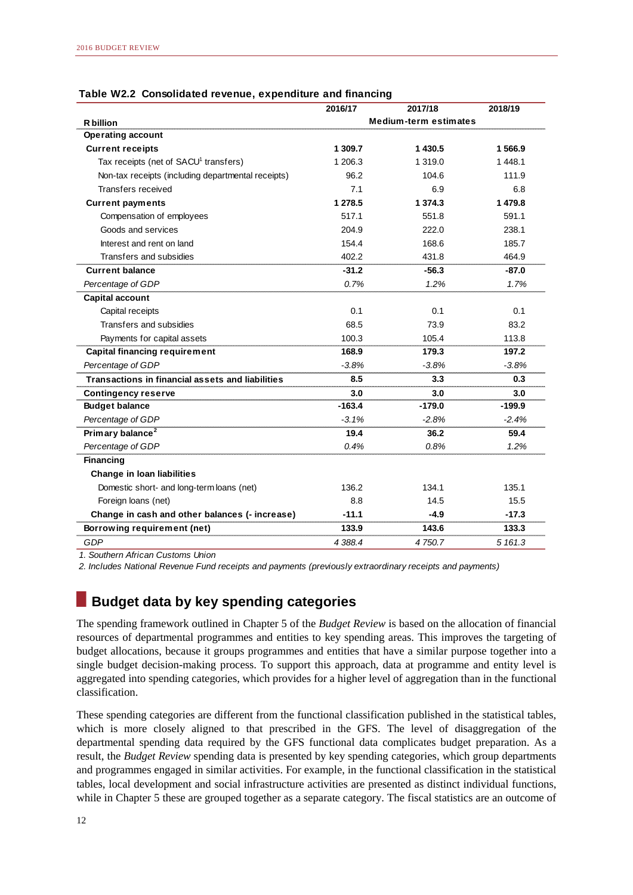**Table W2.2 Consolidated revenue, expenditure and financing**

| R billion | 2016/17 | 2017/18 | 2018/19 |
|---|---|---|---|
| | Medium-term estimates | | |
| **Operating account** | | | |
| **Current receipts** | **1 309.7** | **1 430.5** | **1 566.9** |
| Tax receipts (net of SACU[1] transfers) | 1 206.3 | 1 319.0 | 1 448.1 |
| Non-tax receipts (including departmental receipts) | 96.2 | 104.6 | 111.9 |
| Transfers received | 7.1 | 6.9 | 6.8 |
| **Current payments** | **1 278.5** | **1 374.3** | **1 479.8** |
| Compensation of employees | 517.1 | 551.8 | 591.1 |
| Goods and services | 204.9 | 222.0 | 238.1 |
| Interest and rent on land | 154.4 | 168.6 | 185.7 |
| Transfers and subsidies | 402.2 | 431.8 | 464.9 |
| **Current balance** | **-31.2** | **-56.3** | **-87.0** |
| *Percentage of GDP* | *0.7%* | *1.2%* | *1.7%* |
| **Capital account** | | | |
| Capital receipts | 0.1 | 0.1 | 0.1 |
| Transfers and subsidies | 68.5 | 73.9 | 83.2 |
| Payments for capital assets | 100.3 | 105.4 | 113.8 |
| **Capital financing requirement** | **168.9** | **179.3** | **197.2** |
| *Percentage of GDP* | *-3.8%* | *-3.8%* | *-3.8%* |
| **Transactions in financial assets and liabilities** | **8.5** | **3.3** | **0.3** |
| **Contingency reserve** | **3.0** | **3.0** | **3.0** |
| **Budget balance** | **-163.4** | **-179.0** | **-199.9** |
| *Percentage of GDP* | *-3.1%* | *-2.8%* | *-2.4%* |
| **Primary balance[2]** | **19.4** | **36.2** | **59.4** |
| *Percentage of GDP* | *0.4%* | *0.8%* | *1.2%* |
| **Financing** | | | |
| **Change in loan liabilities** | | | |
| Domestic short- and long-term loans (net) | 136.2 | 134.1 | 135.1 |
| Foreign loans (net) | 8.8 | 14.5 | 15.5 |
| **Change in cash and other balances (- increase)** | **-11.1** | **-4.9** | **-17.3** |
| **Borrowing requirement (net)** | **133.9** | **143.6** | **133.3** |
| *GDP* | *4 388.4* | *4 750.7* | *5 161.3* |

*1. Southern African Customs Union*

*2. Includes National Revenue Fund receipts and payments (previously extraordinary receipts and payments)*

## Budget data by key spending categories

The spending framework outlined in Chapter 5 of the *Budget Review* is based on the allocation of financial resources of departmental programmes and entities to key spending areas. This improves the targeting of budget allocations, because it groups programmes and entities that have a similar purpose together into a single budget decision-making process. To support this approach, data at programme and entity level is aggregated into spending categories, which provides for a higher level of aggregation than in the functional classification.

These spending categories are different from the functional classification published in the statistical tables, which is more closely aligned to that prescribed in the GFS. The level of disaggregation of the departmental spending data required by the GFS functional data complicates budget preparation. As a result, the *Budget Review* spending data is presented by key spending categories, which group departments and programmes engaged in similar activities. For example, in the functional classification in the statistical tables, local development and social infrastructure activities are presented as distinct individual functions, while in Chapter 5 these are grouped together as a separate category. The fiscal statistics are an outcome of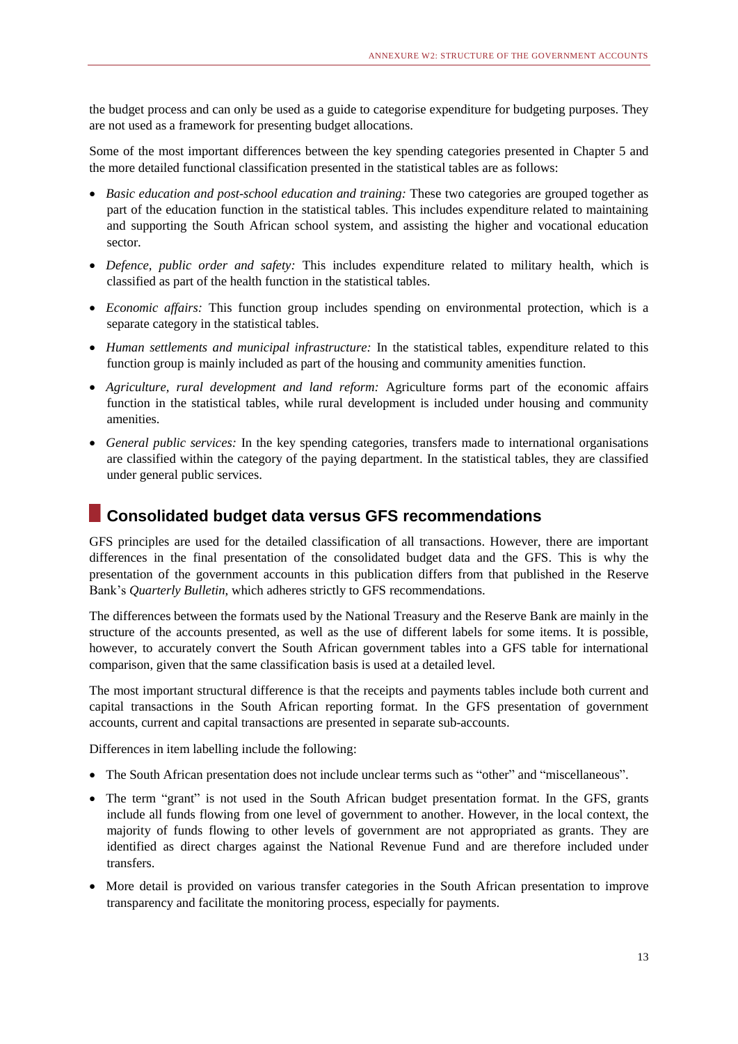the budget process and can only be used as a guide to categorise expenditure for budgeting purposes. They are not used as a framework for presenting budget allocations.

Some of the most important differences between the key spending categories presented in Chapter 5 and the more detailed functional classification presented in the statistical tables are as follows:

- *Basic education and post-school education and training:* These two categories are grouped together as part of the education function in the statistical tables. This includes expenditure related to maintaining and supporting the South African school system, and assisting the higher and vocational education sector.
- *Defence, public order and safety:* This includes expenditure related to military health, which is classified as part of the health function in the statistical tables.
- *Economic affairs:* This function group includes spending on environmental protection, which is a separate category in the statistical tables.
- *Human settlements and municipal infrastructure:* In the statistical tables, expenditure related to this function group is mainly included as part of the housing and community amenities function.
- *Agriculture, rural development and land reform:* Agriculture forms part of the economic affairs function in the statistical tables, while rural development is included under housing and community amenities.
- *General public services:* In the key spending categories, transfers made to international organisations are classified within the category of the paying department. In the statistical tables, they are classified under general public services.

## Consolidated budget data versus GFS recommendations

GFS principles are used for the detailed classification of all transactions. However, there are important differences in the final presentation of the consolidated budget data and the GFS. This is why the presentation of the government accounts in this publication differs from that published in the Reserve Bank's *Quarterly Bulletin*, which adheres strictly to GFS recommendations.

The differences between the formats used by the National Treasury and the Reserve Bank are mainly in the structure of the accounts presented, as well as the use of different labels for some items. It is possible, however, to accurately convert the South African government tables into a GFS table for international comparison, given that the same classification basis is used at a detailed level.

The most important structural difference is that the receipts and payments tables include both current and capital transactions in the South African reporting format. In the GFS presentation of government accounts, current and capital transactions are presented in separate sub-accounts.

Differences in item labelling include the following:

- The South African presentation does not include unclear terms such as "other" and "miscellaneous".
- The term "grant" is not used in the South African budget presentation format. In the GFS, grants include all funds flowing from one level of government to another. However, in the local context, the majority of funds flowing to other levels of government are not appropriated as grants. They are identified as direct charges against the National Revenue Fund and are therefore included under transfers.
- More detail is provided on various transfer categories in the South African presentation to improve transparency and facilitate the monitoring process, especially for payments.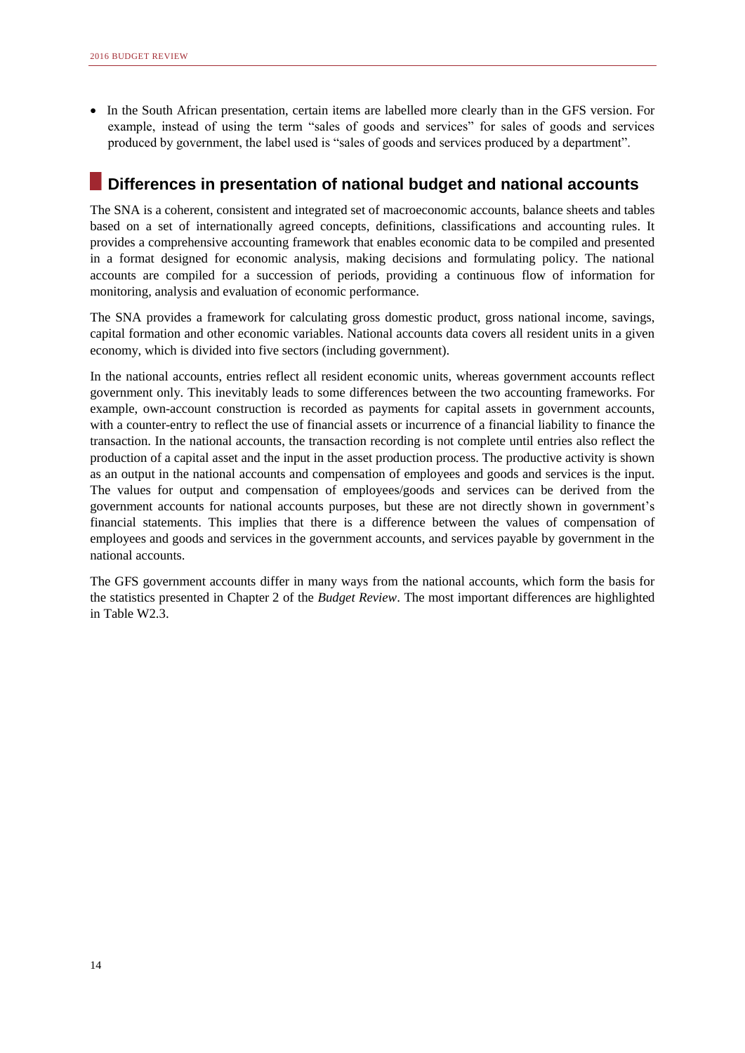- In the South African presentation, certain items are labelled more clearly than in the GFS version. For example, instead of using the term "sales of goods and services" for sales of goods and services produced by government, the label used is "sales of goods and services produced by a department".

## Differences in presentation of national budget and national accounts

The SNA is a coherent, consistent and integrated set of macroeconomic accounts, balance sheets and tables based on a set of internationally agreed concepts, definitions, classifications and accounting rules. It provides a comprehensive accounting framework that enables economic data to be compiled and presented in a format designed for economic analysis, making decisions and formulating policy. The national accounts are compiled for a succession of periods, providing a continuous flow of information for monitoring, analysis and evaluation of economic performance.

The SNA provides a framework for calculating gross domestic product, gross national income, savings, capital formation and other economic variables. National accounts data covers all resident units in a given economy, which is divided into five sectors (including government).

In the national accounts, entries reflect all resident economic units, whereas government accounts reflect government only. This inevitably leads to some differences between the two accounting frameworks. For example, own-account construction is recorded as payments for capital assets in government accounts, with a counter-entry to reflect the use of financial assets or incurrence of a financial liability to finance the transaction. In the national accounts, the transaction recording is not complete until entries also reflect the production of a capital asset and the input in the asset production process. The productive activity is shown as an output in the national accounts and compensation of employees and goods and services is the input. The values for output and compensation of employees/goods and services can be derived from the government accounts for national accounts purposes, but these are not directly shown in government's financial statements. This implies that there is a difference between the values of compensation of employees and goods and services in the government accounts, and services payable by government in the national accounts.

The GFS government accounts differ in many ways from the national accounts, which form the basis for the statistics presented in Chapter 2 of the *Budget Review*. The most important differences are highlighted in Table W2.3.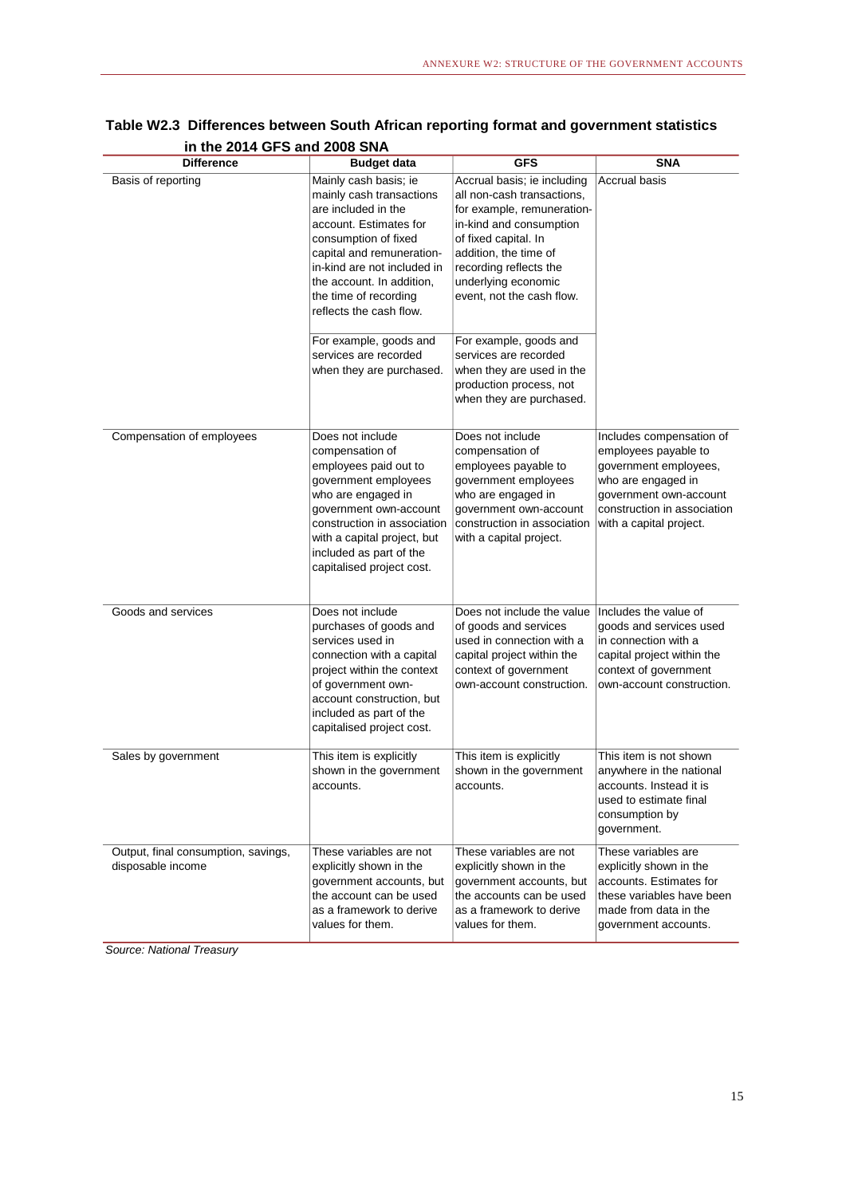**Table W2.3 Differences between South African reporting format and government statistics in the 2014 GFS and 2008 SNA**

| Difference | Budget data | GFS | SNA |
|---|---|---|---|
| Basis of reporting | Mainly cash basis; ie mainly cash transactions are included in the account. Estimates for consumption of fixed capital and remuneration-in-kind are not included in the account. In addition, the time of recording reflects the cash flow.<br><br>For example, goods and services are recorded when they are purchased. | Accrual basis; ie including all non-cash transactions, for example, remuneration-in-kind and consumption of fixed capital. In addition, the time of recording reflects the underlying economic event, not the cash flow.<br><br>For example, goods and services are recorded when they are used in the production process, not when they are purchased. | Accrual basis |
| Compensation of employees | Does not include compensation of employees paid out to government employees who are engaged in government own-account construction in association with a capital project, but included as part of the capitalised project cost. | Does not include compensation of employees payable to government employees who are engaged in government own-account construction in association with a capital project. | Includes compensation of employees payable to government employees, who are engaged in government own-account construction in association with a capital project. |
| Goods and services | Does not include purchases of goods and services used in connection with a capital project within the context of government own-account construction, but included as part of the capitalised project cost. | Does not include the value of goods and services used in connection with a capital project within the context of government own-account construction. | Includes the value of goods and services used in connection with a capital project within the context of government own-account construction. |
| Sales by government | This item is explicitly shown in the government accounts. | This item is explicitly shown in the government accounts. | This item is not shown anywhere in the national accounts. Instead it is used to estimate final consumption by government. |
| Output, final consumption, savings, disposable income | These variables are not explicitly shown in the government accounts, but the account can be used as a framework to derive values for them. | These variables are not explicitly shown in the government accounts, but the accounts can be used as a framework to derive values for them. | These variables are explicitly shown in the accounts. Estimates for these variables have been made from data in the government accounts. |

*Source: National Treasury*